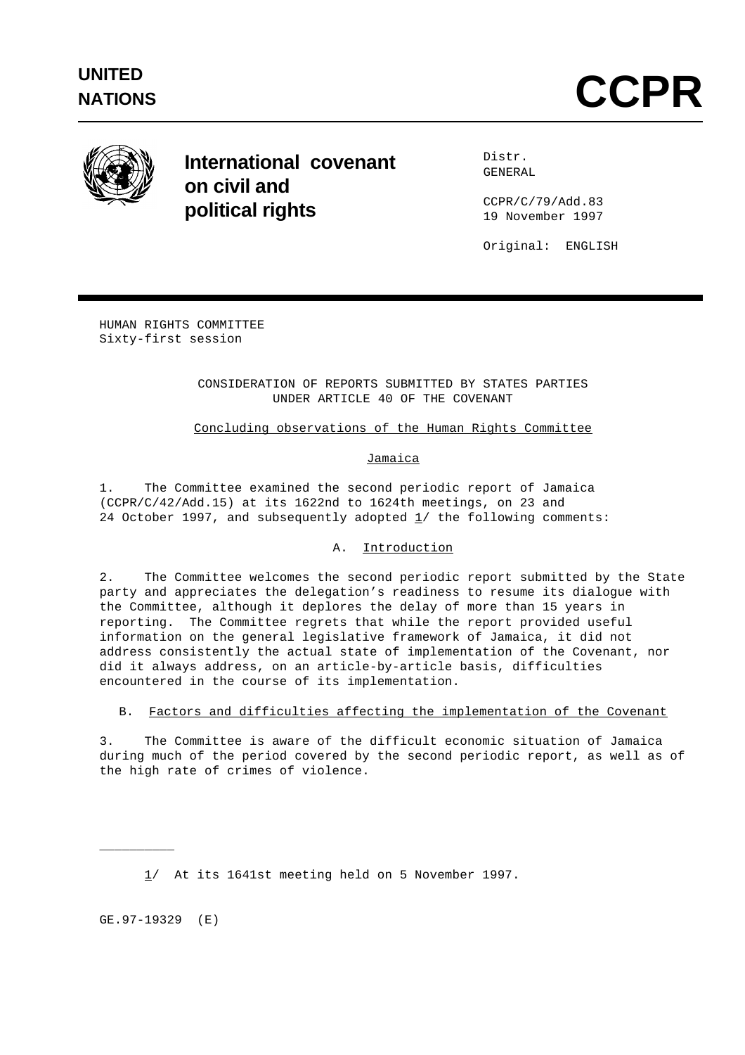UNITED NATIONS

# CCPR

**International covenant on civil and political rights**

Distr.
GENERAL

CCPR/C/79/Add.83
19 November 1997

Original: ENGLISH

HUMAN RIGHTS COMMITTEE
Sixty-first session

CONSIDERATION OF REPORTS SUBMITTED BY STATES PARTIES UNDER ARTICLE 40 OF THE COVENANT

Concluding observations of the Human Rights Committee

## Jamaica

1. The Committee examined the second periodic report of Jamaica (CCPR/C/42/Add.15) at its 1622nd to 1624th meetings, on 23 and 24 October 1997, and subsequently adopted 1/ the following comments:

### A. Introduction

2. The Committee welcomes the second periodic report submitted by the State party and appreciates the delegation's readiness to resume its dialogue with the Committee, although it deplores the delay of more than 15 years in reporting. The Committee regrets that while the report provided useful information on the general legislative framework of Jamaica, it did not address consistently the actual state of implementation of the Covenant, nor did it always address, on an article-by-article basis, difficulties encountered in the course of its implementation.

### B. Factors and difficulties affecting the implementation of the Covenant

3. The Committee is aware of the difficult economic situation of Jamaica during much of the period covered by the second periodic report, as well as of the high rate of crimes of violence.

1/ At its 1641st meeting held on 5 November 1997.

GE.97-19329 (E)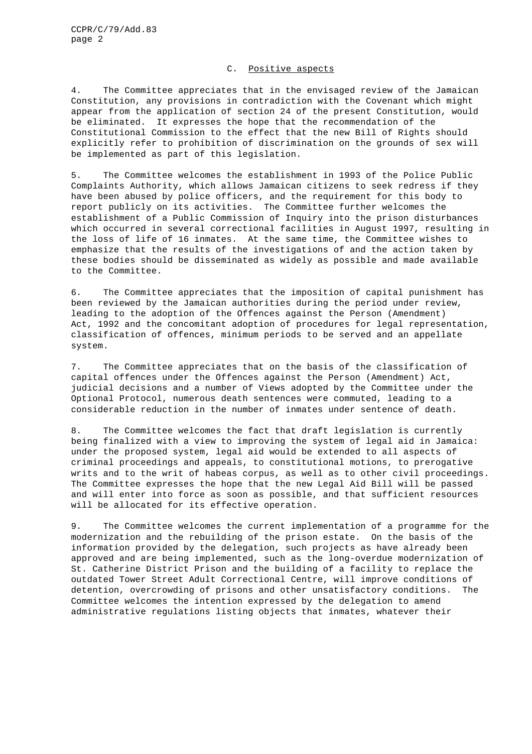## C. Positive aspects

4. The Committee appreciates that in the envisaged review of the Jamaican Constitution, any provisions in contradiction with the Covenant which might appear from the application of section 24 of the present Constitution, would be eliminated. It expresses the hope that the recommendation of the Constitutional Commission to the effect that the new Bill of Rights should explicitly refer to prohibition of discrimination on the grounds of sex will be implemented as part of this legislation.

5. The Committee welcomes the establishment in 1993 of the Police Public Complaints Authority, which allows Jamaican citizens to seek redress if they have been abused by police officers, and the requirement for this body to report publicly on its activities. The Committee further welcomes the establishment of a Public Commission of Inquiry into the prison disturbances which occurred in several correctional facilities in August 1997, resulting in the loss of life of 16 inmates. At the same time, the Committee wishes to emphasize that the results of the investigations of and the action taken by these bodies should be disseminated as widely as possible and made available to the Committee.

6. The Committee appreciates that the imposition of capital punishment has been reviewed by the Jamaican authorities during the period under review, leading to the adoption of the Offences against the Person (Amendment) Act, 1992 and the concomitant adoption of procedures for legal representation, classification of offences, minimum periods to be served and an appellate system.

7. The Committee appreciates that on the basis of the classification of capital offences under the Offences against the Person (Amendment) Act, judicial decisions and a number of Views adopted by the Committee under the Optional Protocol, numerous death sentences were commuted, leading to a considerable reduction in the number of inmates under sentence of death.

8. The Committee welcomes the fact that draft legislation is currently being finalized with a view to improving the system of legal aid in Jamaica: under the proposed system, legal aid would be extended to all aspects of criminal proceedings and appeals, to constitutional motions, to prerogative writs and to the writ of habeas corpus, as well as to other civil proceedings. The Committee expresses the hope that the new Legal Aid Bill will be passed and will enter into force as soon as possible, and that sufficient resources will be allocated for its effective operation.

9. The Committee welcomes the current implementation of a programme for the modernization and the rebuilding of the prison estate. On the basis of the information provided by the delegation, such projects as have already been approved and are being implemented, such as the long-overdue modernization of St. Catherine District Prison and the building of a facility to replace the outdated Tower Street Adult Correctional Centre, will improve conditions of detention, overcrowding of prisons and other unsatisfactory conditions. The Committee welcomes the intention expressed by the delegation to amend administrative regulations listing objects that inmates, whatever their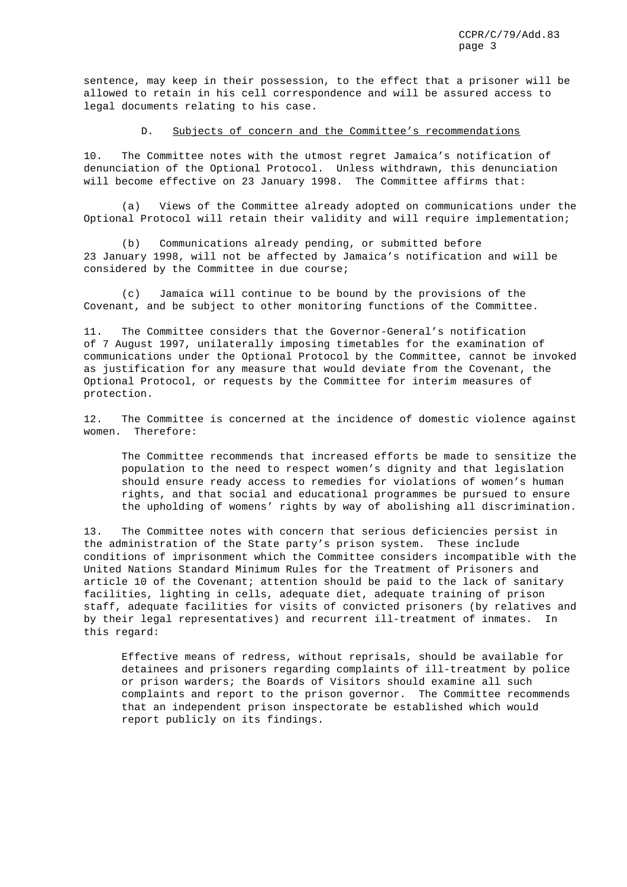sentence, may keep in their possession, to the effect that a prisoner will be allowed to retain in his cell correspondence and will be assured access to legal documents relating to his case.

## D. Subjects of concern and the Committee's recommendations

10. The Committee notes with the utmost regret Jamaica's notification of denunciation of the Optional Protocol. Unless withdrawn, this denunciation will become effective on 23 January 1998. The Committee affirms that:

(a) Views of the Committee already adopted on communications under the Optional Protocol will retain their validity and will require implementation;

(b) Communications already pending, or submitted before 23 January 1998, will not be affected by Jamaica's notification and will be considered by the Committee in due course;

(c) Jamaica will continue to be bound by the provisions of the Covenant, and be subject to other monitoring functions of the Committee.

11. The Committee considers that the Governor-General's notification of 7 August 1997, unilaterally imposing timetables for the examination of communications under the Optional Protocol by the Committee, cannot be invoked as justification for any measure that would deviate from the Covenant, the Optional Protocol, or requests by the Committee for interim measures of protection.

12. The Committee is concerned at the incidence of domestic violence against women. Therefore:

> The Committee recommends that increased efforts be made to sensitize the population to the need to respect women's dignity and that legislation should ensure ready access to remedies for violations of women's human rights, and that social and educational programmes be pursued to ensure the upholding of womens' rights by way of abolishing all discrimination.

13. The Committee notes with concern that serious deficiencies persist in the administration of the State party's prison system. These include conditions of imprisonment which the Committee considers incompatible with the United Nations Standard Minimum Rules for the Treatment of Prisoners and article 10 of the Covenant; attention should be paid to the lack of sanitary facilities, lighting in cells, adequate diet, adequate training of prison staff, adequate facilities for visits of convicted prisoners (by relatives and by their legal representatives) and recurrent ill-treatment of inmates. In this regard:

> Effective means of redress, without reprisals, should be available for detainees and prisoners regarding complaints of ill-treatment by police or prison warders; the Boards of Visitors should examine all such complaints and report to the prison governor. The Committee recommends that an independent prison inspectorate be established which would report publicly on its findings.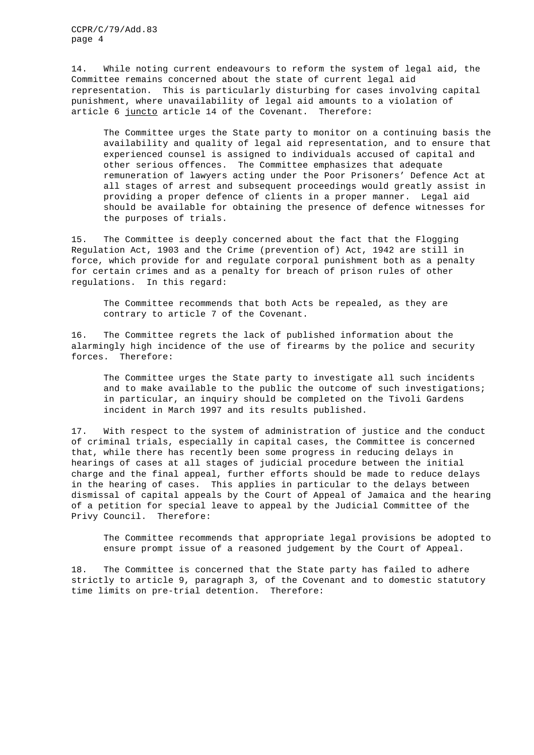14. While noting current endeavours to reform the system of legal aid, the Committee remains concerned about the state of current legal aid representation. This is particularly disturbing for cases involving capital punishment, where unavailability of legal aid amounts to a violation of article 6 _juncto_ article 14 of the Covenant. Therefore:

> The Committee urges the State party to monitor on a continuing basis the availability and quality of legal aid representation, and to ensure that experienced counsel is assigned to individuals accused of capital and other serious offences. The Committee emphasizes that adequate remuneration of lawyers acting under the Poor Prisoners' Defence Act at all stages of arrest and subsequent proceedings would greatly assist in providing a proper defence of clients in a proper manner. Legal aid should be available for obtaining the presence of defence witnesses for the purposes of trials.

15. The Committee is deeply concerned about the fact that the Flogging Regulation Act, 1903 and the Crime (prevention of) Act, 1942 are still in force, which provide for and regulate corporal punishment both as a penalty for certain crimes and as a penalty for breach of prison rules of other regulations. In this regard:

> The Committee recommends that both Acts be repealed, as they are contrary to article 7 of the Covenant.

16. The Committee regrets the lack of published information about the alarmingly high incidence of the use of firearms by the police and security forces. Therefore:

> The Committee urges the State party to investigate all such incidents and to make available to the public the outcome of such investigations; in particular, an inquiry should be completed on the Tivoli Gardens incident in March 1997 and its results published.

17. With respect to the system of administration of justice and the conduct of criminal trials, especially in capital cases, the Committee is concerned that, while there has recently been some progress in reducing delays in hearings of cases at all stages of judicial procedure between the initial charge and the final appeal, further efforts should be made to reduce delays in the hearing of cases. This applies in particular to the delays between dismissal of capital appeals by the Court of Appeal of Jamaica and the hearing of a petition for special leave to appeal by the Judicial Committee of the Privy Council. Therefore:

> The Committee recommends that appropriate legal provisions be adopted to ensure prompt issue of a reasoned judgement by the Court of Appeal.

18. The Committee is concerned that the State party has failed to adhere strictly to article 9, paragraph 3, of the Covenant and to domestic statutory time limits on pre-trial detention. Therefore: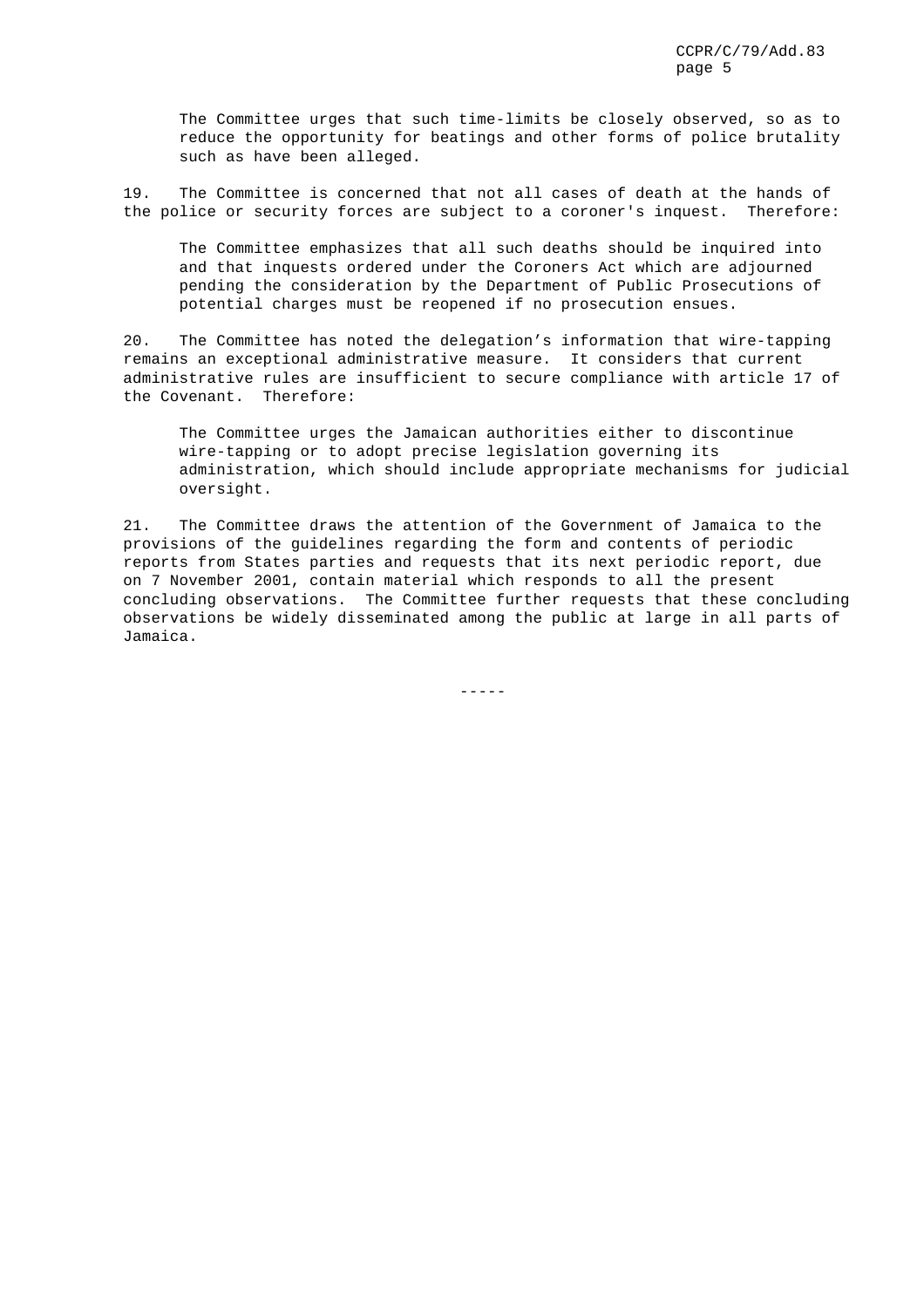The Committee urges that such time-limits be closely observed, so as to reduce the opportunity for beatings and other forms of police brutality such as have been alleged.

19. The Committee is concerned that not all cases of death at the hands of the police or security forces are subject to a coroner's inquest. Therefore:

> The Committee emphasizes that all such deaths should be inquired into and that inquests ordered under the Coroners Act which are adjourned pending the consideration by the Department of Public Prosecutions of potential charges must be reopened if no prosecution ensues.

20. The Committee has noted the delegation's information that wire-tapping remains an exceptional administrative measure. It considers that current administrative rules are insufficient to secure compliance with article 17 of the Covenant. Therefore:

> The Committee urges the Jamaican authorities either to discontinue wire-tapping or to adopt precise legislation governing its administration, which should include appropriate mechanisms for judicial oversight.

21. The Committee draws the attention of the Government of Jamaica to the provisions of the guidelines regarding the form and contents of periodic reports from States parties and requests that its next periodic report, due on 7 November 2001, contain material which responds to all the present concluding observations. The Committee further requests that these concluding observations be widely disseminated among the public at large in all parts of Jamaica.

-----